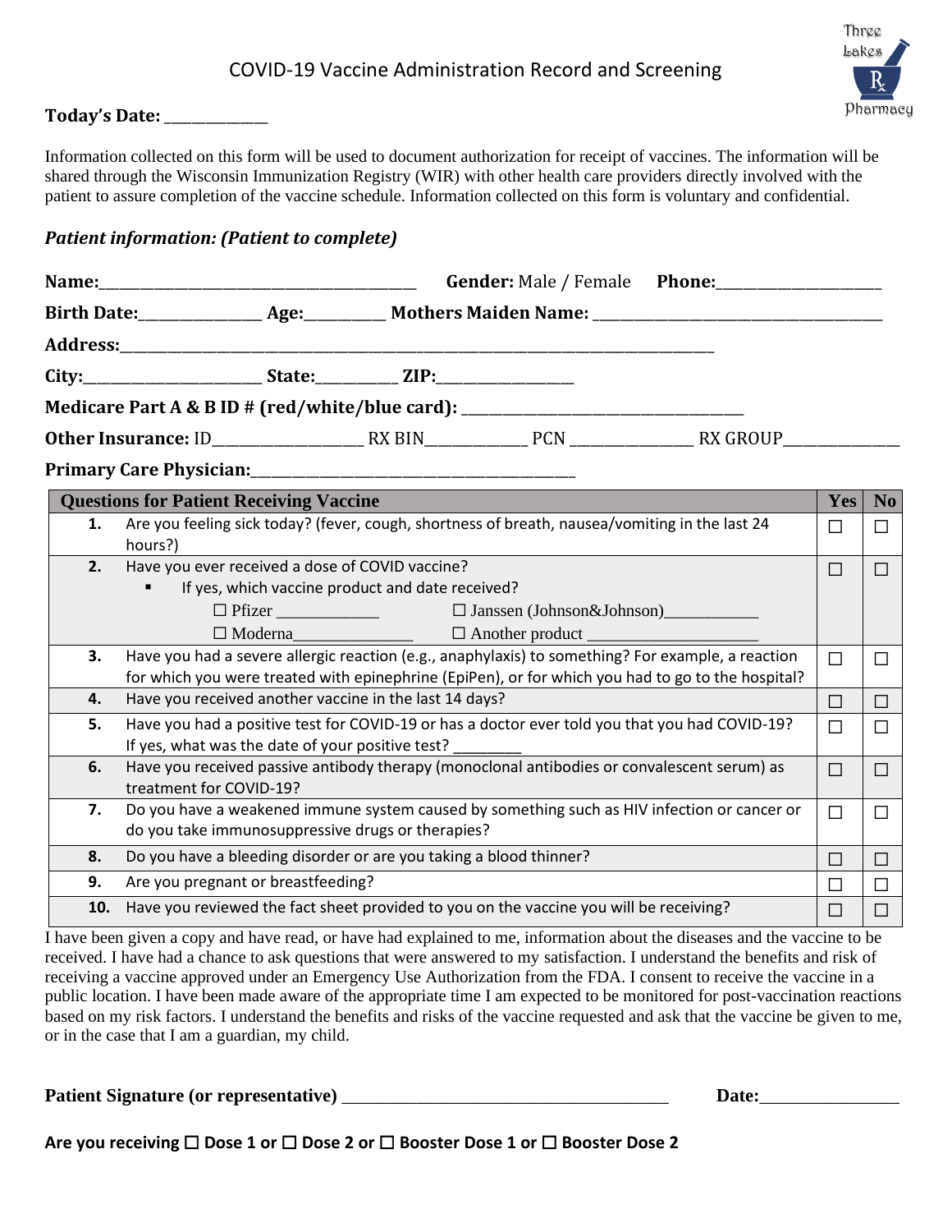# COVID-19 Vaccine Administration Record and Screening

Three Lakes Pharmacy

**Today's Date:** ____________

Information collected on this form will be used to document authorization for receipt of vaccines. The information will be shared through the Wisconsin Immunization Registry (WIR) with other health care providers directly involved with the patient to assure completion of the vaccine schedule. Information collected on this form is voluntary and confidential.

***Patient information: (Patient to complete)***

**Name:**_______________________________________ **Gender:** Male / Female **Phone:**____________________

**Birth Date:**_______________ **Age:**_________ **Mothers Maiden Name:** ___________________________________

**Address:**___________________________________________________________________________

**City:**______________________ **State:**_________ **ZIP:**________________

**Medicare Part A & B ID # (red/white/blue card):** ___________________________________

**Other Insurance:** ID__________________ RX BIN____________ PCN _______________ RX GROUP______________

**Primary Care Physician:**_________________________________________

| | Questions for Patient Receiving Vaccine | Yes | No |
|---|---|---|---|
| 1. | Are you feeling sick today? (fever, cough, shortness of breath, nausea/vomiting in the last 24 hours?) | ☐ | ☐ |
| 2. | Have you ever received a dose of COVID vaccine?<br>▪ If yes, which vaccine product and date received?<br>☐ Pfizer ____________ ☐ Janssen (Johnson&Johnson)___________<br>☐ Moderna______________ ☐ Another product ____________________ | ☐ | ☐ |
| 3. | Have you had a severe allergic reaction (e.g., anaphylaxis) to something? For example, a reaction for which you were treated with epinephrine (EpiPen), or for which you had to go to the hospital? | ☐ | ☐ |
| 4. | Have you received another vaccine in the last 14 days? | ☐ | ☐ |
| 5. | Have you had a positive test for COVID-19 or has a doctor ever told you that you had COVID-19? If yes, what was the date of your positive test? ________ | ☐ | ☐ |
| 6. | Have you received passive antibody therapy (monoclonal antibodies or convalescent serum) as treatment for COVID-19? | ☐ | ☐ |
| 7. | Do you have a weakened immune system caused by something such as HIV infection or cancer or do you take immunosuppressive drugs or therapies? | ☐ | ☐ |
| 8. | Do you have a bleeding disorder or are you taking a blood thinner? | ☐ | ☐ |
| 9. | Are you pregnant or breastfeeding? | ☐ | ☐ |
| 10. | Have you reviewed the fact sheet provided to you on the vaccine you will be receiving? | ☐ | ☐ |

I have been given a copy and have read, or have had explained to me, information about the diseases and the vaccine to be received. I have had a chance to ask questions that were answered to my satisfaction. I understand the benefits and risk of receiving a vaccine approved under an Emergency Use Authorization from the FDA. I consent to receive the vaccine in a public location. I have been made aware of the appropriate time I am expected to be monitored for post-vaccination reactions based on my risk factors. I understand the benefits and risks of the vaccine requested and ask that the vaccine be given to me, or in the case that I am a guardian, my child.

**Patient Signature (or representative)** ____________________________________ **Date:**_______________

**Are you receiving ☐ Dose 1 or ☐ Dose 2 or ☐ Booster Dose 1 or ☐ Booster Dose 2**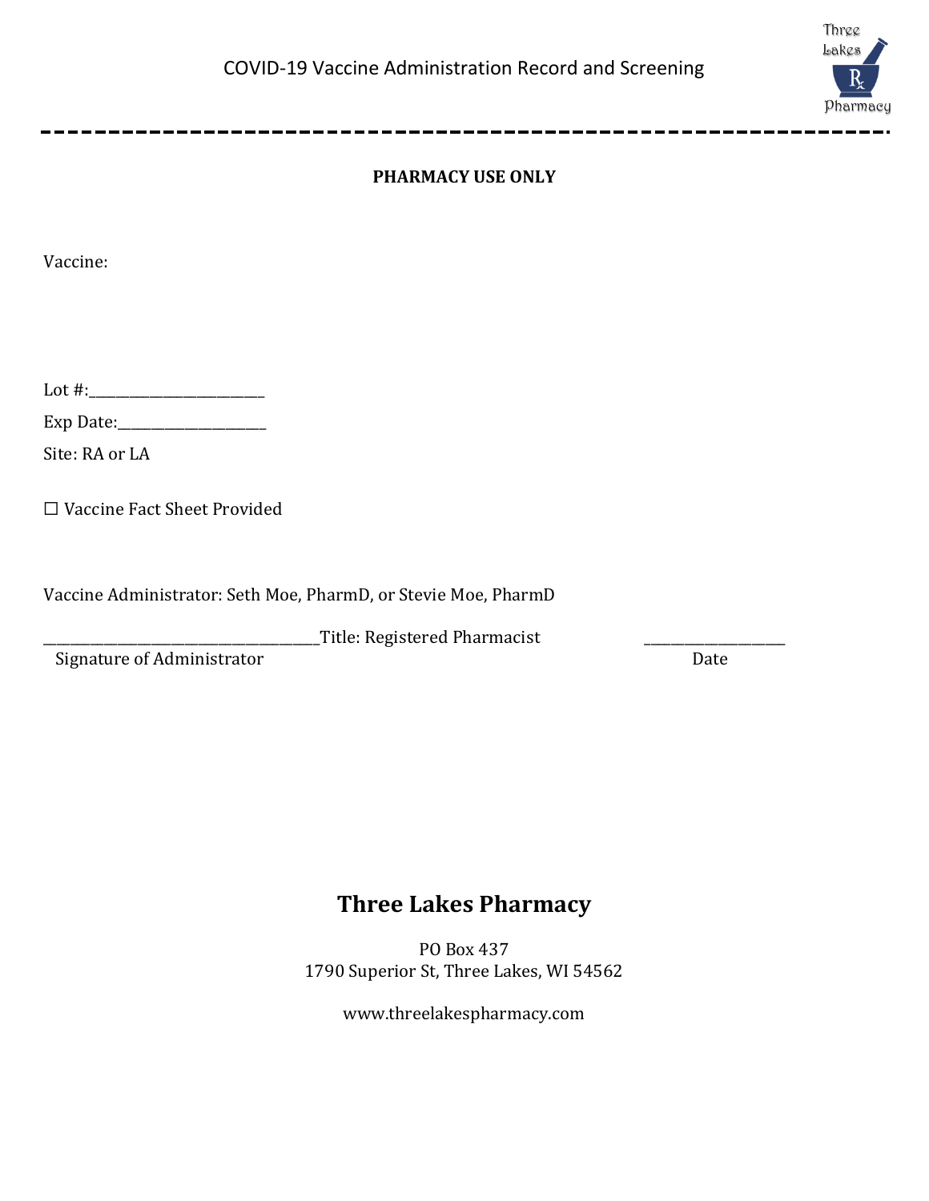COVID-19 Vaccine Administration Record and Screening

**PHARMACY USE ONLY**

Vaccine:

Lot #:________________________

Exp Date:____________________

Site: RA or LA

☐ Vaccine Fact Sheet Provided

Vaccine Administrator: Seth Moe, PharmD, or Stevie Moe, PharmD

_____________________________________Title: Registered Pharmacist ___________________

Signature of Administrator Date

## Three Lakes Pharmacy

PO Box 437
1790 Superior St, Three Lakes, WI 54562

www.threelakespharmacy.com